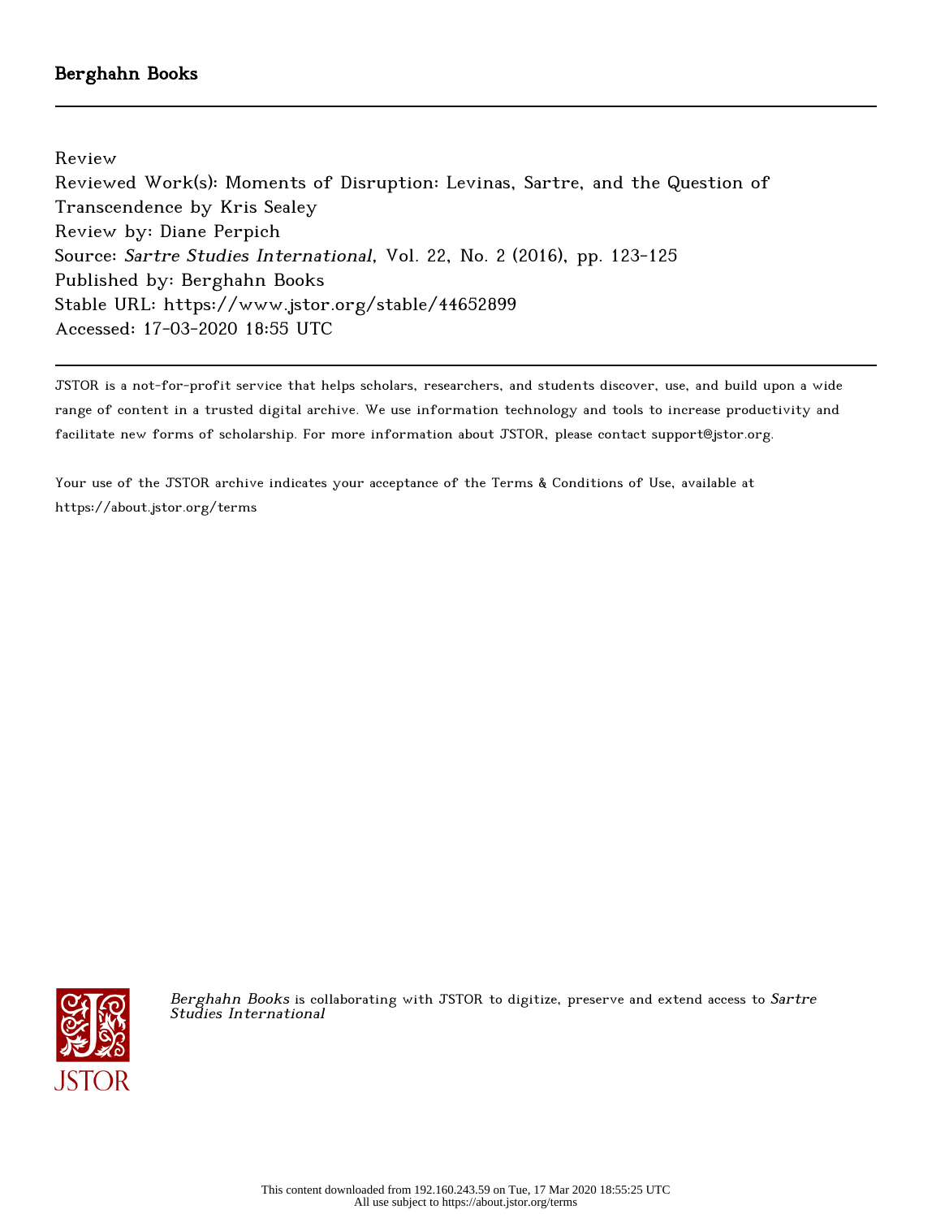Berghahn Books

---

Review

Reviewed Work(s): Moments of Disruption: Levinas, Sartre, and the Question of Transcendence by Kris Sealey

Review by: Diane Perpich

Source: *Sartre Studies International*, Vol. 22, No. 2 (2016), pp. 123-125

Published by: Berghahn Books

Stable URL: https://www.jstor.org/stable/44652899

Accessed: 17-03-2020 18:55 UTC

---

JSTOR is a not-for-profit service that helps scholars, researchers, and students discover, use, and build upon a wide range of content in a trusted digital archive. We use information technology and tools to increase productivity and facilitate new forms of scholarship. For more information about JSTOR, please contact support@jstor.org.

Your use of the JSTOR archive indicates your acceptance of the Terms & Conditions of Use, available at https://about.jstor.org/terms

*Berghahn Books* is collaborating with JSTOR to digitize, preserve and extend access to *Sartre Studies International*

This content downloaded from 192.160.243.59 on Tue, 17 Mar 2020 18:55:25 UTC
All use subject to https://about.jstor.org/terms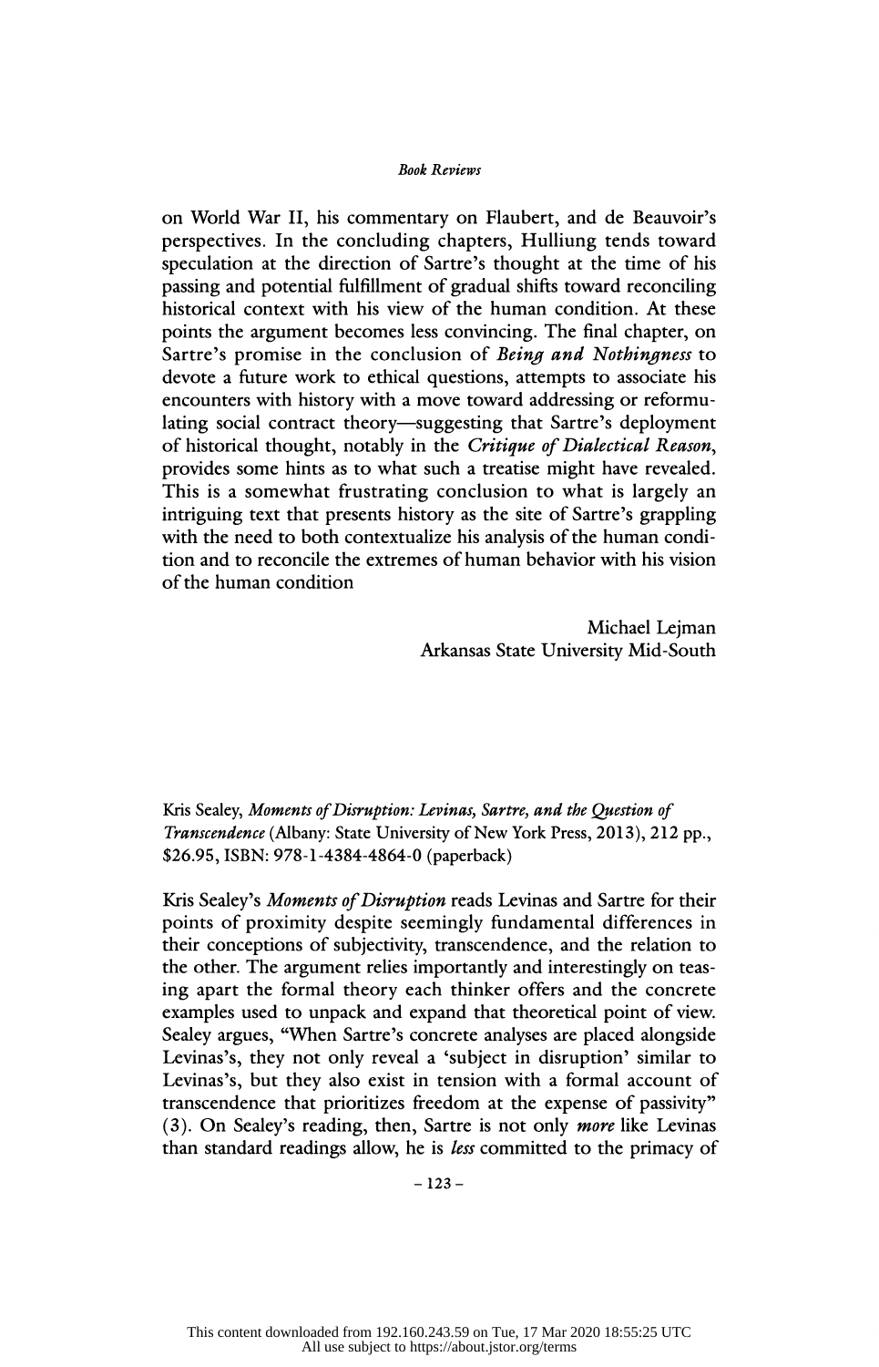on World War II, his commentary on Flaubert, and de Beauvoir's perspectives. In the concluding chapters, Hulliung tends toward speculation at the direction of Sartre's thought at the time of his passing and potential fulfillment of gradual shifts toward reconciling historical context with his view of the human condition. At these points the argument becomes less convincing. The final chapter, on Sartre's promise in the conclusion of *Being and Nothingness* to devote a future work to ethical questions, attempts to associate his encounters with history with a move toward addressing or reformulating social contract theory—suggesting that Sartre's deployment of historical thought, notably in the *Critique of Dialectical Reason*, provides some hints as to what such a treatise might have revealed. This is a somewhat frustrating conclusion to what is largely an intriguing text that presents history as the site of Sartre's grappling with the need to both contextualize his analysis of the human condition and to reconcile the extremes of human behavior with his vision of the human condition

Michael Lejman
Arkansas State University Mid-South

Kris Sealey, *Moments of Disruption: Levinas, Sartre, and the Question of Transcendence* (Albany: State University of New York Press, 2013), 212 pp., $26.95, ISBN: 978-1-4384-4864-0 (paperback)

Kris Sealey's *Moments of Disruption* reads Levinas and Sartre for their points of proximity despite seemingly fundamental differences in their conceptions of subjectivity, transcendence, and the relation to the other. The argument relies importantly and interestingly on teasing apart the formal theory each thinker offers and the concrete examples used to unpack and expand that theoretical point of view. Sealey argues, "When Sartre's concrete analyses are placed alongside Levinas's, they not only reveal a 'subject in disruption' similar to Levinas's, but they also exist in tension with a formal account of transcendence that prioritizes freedom at the expense of passivity" (3). On Sealey's reading, then, Sartre is not only *more* like Levinas than standard readings allow, he is *less* committed to the primacy of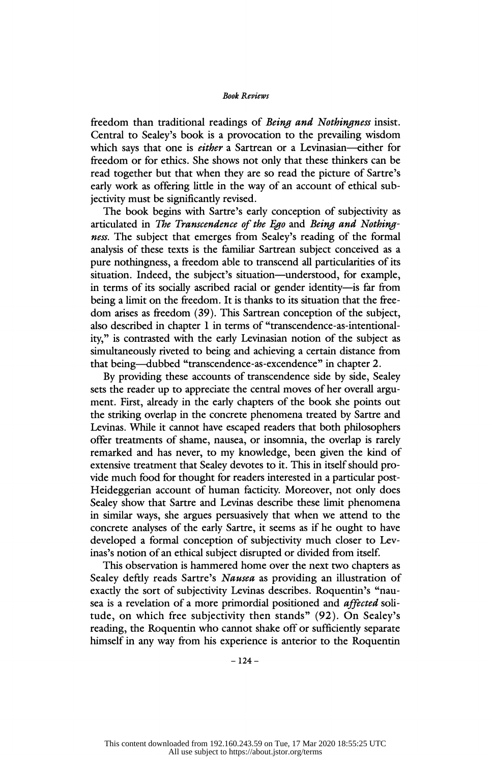freedom than traditional readings of *Being and Nothingness* insist. Central to Sealey's book is a provocation to the prevailing wisdom which says that one is *either* a Sartrean or a Levinasian—either for freedom or for ethics. She shows not only that these thinkers can be read together but that when they are so read the picture of Sartre's early work as offering little in the way of an account of ethical subjectivity must be significantly revised.

The book begins with Sartre's early conception of subjectivity as articulated in *The Transcendence of the Ego* and *Being and Nothingness*. The subject that emerges from Sealey's reading of the formal analysis of these texts is the familiar Sartrean subject conceived as a pure nothingness, a freedom able to transcend all particularities of its situation. Indeed, the subject's situation—understood, for example, in terms of its socially ascribed racial or gender identity—is far from being a limit on the freedom. It is thanks to its situation that the freedom arises as freedom (39). This Sartrean conception of the subject, also described in chapter 1 in terms of "transcendence-as-intentionality," is contrasted with the early Levinasian notion of the subject as simultaneously riveted to being and achieving a certain distance from that being—dubbed "transcendence-as-excendence" in chapter 2.

By providing these accounts of transcendence side by side, Sealey sets the reader up to appreciate the central moves of her overall argument. First, already in the early chapters of the book she points out the striking overlap in the concrete phenomena treated by Sartre and Levinas. While it cannot have escaped readers that both philosophers offer treatments of shame, nausea, or insomnia, the overlap is rarely remarked and has never, to my knowledge, been given the kind of extensive treatment that Sealey devotes to it. This in itself should provide much food for thought for readers interested in a particular post-Heideggerian account of human facticity. Moreover, not only does Sealey show that Sartre and Levinas describe these limit phenomena in similar ways, she argues persuasively that when we attend to the concrete analyses of the early Sartre, it seems as if he ought to have developed a formal conception of subjectivity much closer to Levinas's notion of an ethical subject disrupted or divided from itself.

This observation is hammered home over the next two chapters as Sealey deftly reads Sartre's *Nausea* as providing an illustration of exactly the sort of subjectivity Levinas describes. Roquentin's "nausea is a revelation of a more primordial positioned and *affected* solitude, on which free subjectivity then stands" (92). On Sealey's reading, the Roquentin who cannot shake off or sufficiently separate himself in any way from his experience is anterior to the Roquentin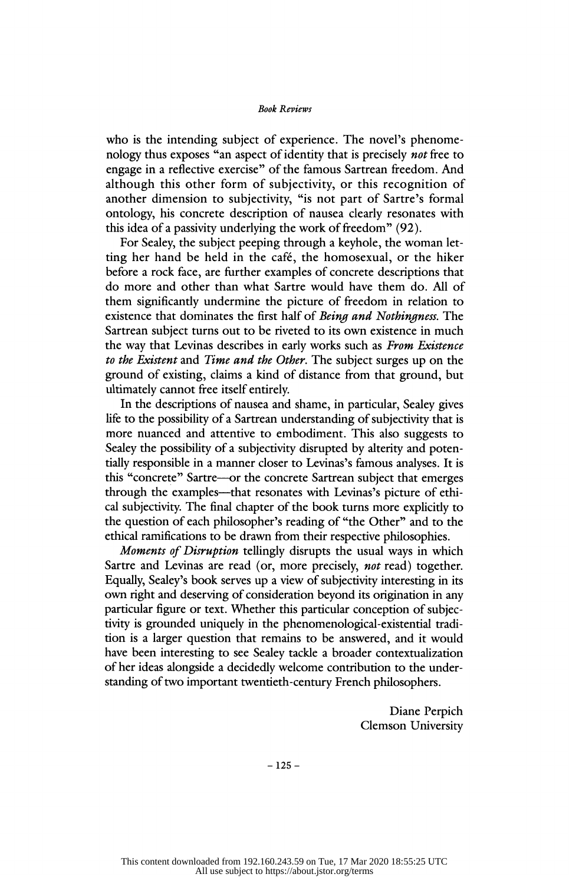who is the intending subject of experience. The novel's phenomenology thus exposes "an aspect of identity that is precisely *not* free to engage in a reflective exercise" of the famous Sartrean freedom. And although this other form of subjectivity, or this recognition of another dimension to subjectivity, "is not part of Sartre's formal ontology, his concrete description of nausea clearly resonates with this idea of a passivity underlying the work of freedom" (92).

For Sealey, the subject peeping through a keyhole, the woman letting her hand be held in the café, the homosexual, or the hiker before a rock face, are further examples of concrete descriptions that do more and other than what Sartre would have them do. All of them significantly undermine the picture of freedom in relation to existence that dominates the first half of *Being and Nothingness*. The Sartrean subject turns out to be riveted to its own existence in much the way that Levinas describes in early works such as *From Existence to the Existent* and *Time and the Other*. The subject surges up on the ground of existing, claims a kind of distance from that ground, but ultimately cannot free itself entirely.

In the descriptions of nausea and shame, in particular, Sealey gives life to the possibility of a Sartrean understanding of subjectivity that is more nuanced and attentive to embodiment. This also suggests to Sealey the possibility of a subjectivity disrupted by alterity and potentially responsible in a manner closer to Levinas's famous analyses. It is this "concrete" Sartre—or the concrete Sartrean subject that emerges through the examples—that resonates with Levinas's picture of ethical subjectivity. The final chapter of the book turns more explicitly to the question of each philosopher's reading of "the Other" and to the ethical ramifications to be drawn from their respective philosophies.

*Moments of Disruption* tellingly disrupts the usual ways in which Sartre and Levinas are read (or, more precisely, *not* read) together. Equally, Sealey's book serves up a view of subjectivity interesting in its own right and deserving of consideration beyond its origination in any particular figure or text. Whether this particular conception of subjectivity is grounded uniquely in the phenomenological-existential tradition is a larger question that remains to be answered, and it would have been interesting to see Sealey tackle a broader contextualization of her ideas alongside a decidedly welcome contribution to the understanding of two important twentieth-century French philosophers.

Diane Perpich
Clemson University